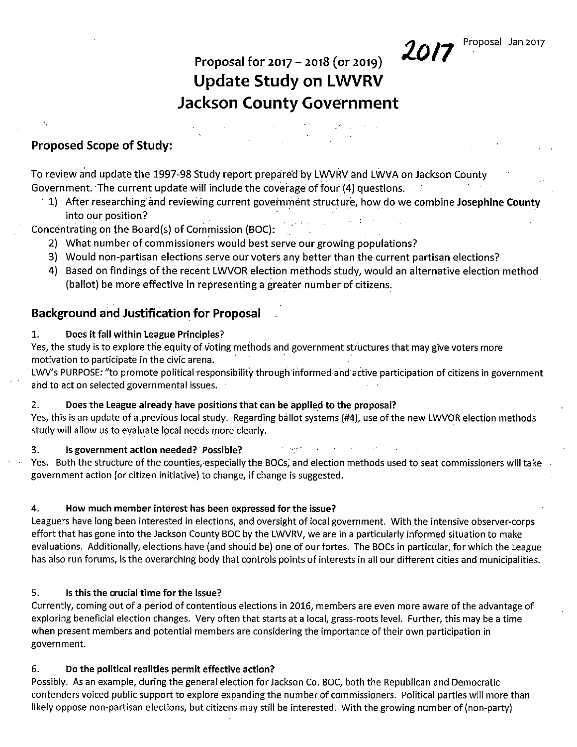2017 Proposal Jan 2017

Proposal for 2017 – 2018 (or 2019)

# Update Study on LWVRV Jackson County Government

## Proposed Scope of Study:

To review and update the 1997-98 Study report prepared by LWVRV and LWVA on Jackson County Government. The current update will include the coverage of four (4) questions.

1) After researching and reviewing current government structure, how do we combine **Josephine County** into our position?

Concentrating on the Board(s) of Commission (BOC):

2) What number of commissioners would best serve our growing populations?
3) Would non-partisan elections serve our voters any better than the current partisan elections?
4) Based on findings of the recent LWVOR election methods study, would an alternative election method (ballot) be more effective in representing a greater number of citizens.

## Background and Justification for Proposal

**1. Does it fall within League Principles?**

Yes, the study is to explore the equity of voting methods and government structures that may give voters more motivation to participate in the civic arena.

LWV's PURPOSE: "to promote political responsibility through informed and active participation of citizens in government and to act on selected governmental issues.

**2. Does the League already have positions that can be applied to the proposal?**

Yes, this is an update of a previous local study. Regarding ballot systems (#4), use of the new LWVOR election methods study will allow us to evaluate local needs more clearly.

**3. Is government action needed? Possible?**

Yes. Both the structure of the counties, especially the BOCs, and election methods used to seat commissioners will take government action (or citizen initiative) to change, if change is suggested.

**4. How much member interest has been expressed for the issue?**

Leaguers have long been interested in elections, and oversight of local government. With the intensive observer-corps effort that has gone into the Jackson County BOC by the LWVRV, we are in a particularly informed situation to make evaluations. Additionally, elections have (and should be) one of our fortes. The BOCs in particular, for which the League has also run forums, is the overarching body that controls points of interests in all our different cities and municipalities.

**5. Is this the crucial time for the issue?**

Currently, coming out of a period of contentious elections in 2016, members are even more aware of the advantage of exploring beneficial election changes. Very often that starts at a local, grass-roots level. Further, this may be a time when present members and potential members are considering the importance of their own participation in government.

**6. Do the political realities permit effective action?**

Possibly. As an example, during the general election for Jackson Co. BOC, both the Republican and Democratic contenders voiced public support to explore expanding the number of commissioners. Political parties will more than likely oppose non-partisan elections, but citizens may still be interested. With the growing number of (non-party)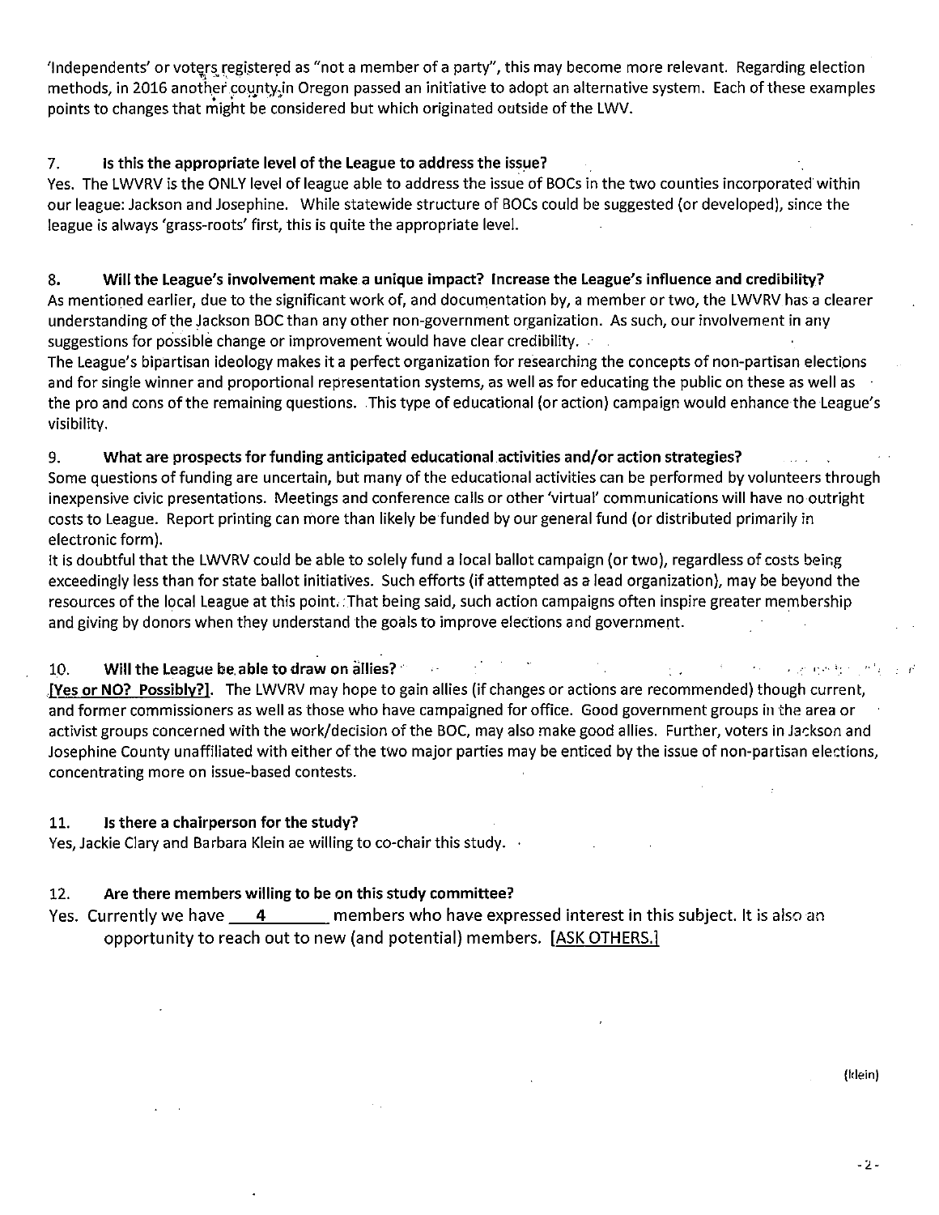'Independents' or voters registered as "not a member of a party", this may become more relevant. Regarding election methods, in 2016 another county in Oregon passed an initiative to adopt an alternative system. Each of these examples points to changes that might be considered but which originated outside of the LWV.

**7. Is this the appropriate level of the League to address the issue?**

Yes. The LWVRV is the ONLY level of league able to address the issue of BOCs in the two counties incorporated within our league: Jackson and Josephine. While statewide structure of BOCs could be suggested (or developed), since the league is always 'grass-roots' first, this is quite the appropriate level.

**8. Will the League's involvement make a unique impact? Increase the League's influence and credibility?**

As mentioned earlier, due to the significant work of, and documentation by, a member or two, the LWVRV has a clearer understanding of the Jackson BOC than any other non-government organization. As such, our involvement in any suggestions for possible change or improvement would have clear credibility.

The League's bipartisan ideology makes it a perfect organization for researching the concepts of non-partisan elections and for single winner and proportional representation systems, as well as for educating the public on these as well as the pro and cons of the remaining questions. This type of educational (or action) campaign would enhance the League's visibility.

**9. What are prospects for funding anticipated educational activities and/or action strategies?**

Some questions of funding are uncertain, but many of the educational activities can be performed by volunteers through inexpensive civic presentations. Meetings and conference calls or other 'virtual' communications will have no outright costs to League. Report printing can more than likely be funded by our general fund (or distributed primarily in electronic form).

It is doubtful that the LWVRV could be able to solely fund a local ballot campaign (or two), regardless of costs being exceedingly less than for state ballot initiatives. Such efforts (if attempted as a lead organization), may be beyond the resources of the local League at this point. That being said, such action campaigns often inspire greater membership and giving by donors when they understand the goals to improve elections and government.

**10. Will the League be able to draw on allies?**

[Yes or NO? Possibly?]. The LWVRV may hope to gain allies (if changes or actions are recommended) though current, and former commissioners as well as those who have campaigned for office. Good government groups in the area or activist groups concerned with the work/decision of the BOC, may also make good allies. Further, voters in Jackson and Josephine County unaffiliated with either of the two major parties may be enticed by the issue of non-partisan elections, concentrating more on issue-based contests.

**11. Is there a chairperson for the study?**

Yes, Jackie Clary and Barbara Klein ae willing to co-chair this study.

**12. Are there members willing to be on this study committee?**

Yes. Currently we have 4 members who have expressed interest in this subject. It is also an opportunity to reach out to new (and potential) members. [ASK OTHERS.]

(klein)